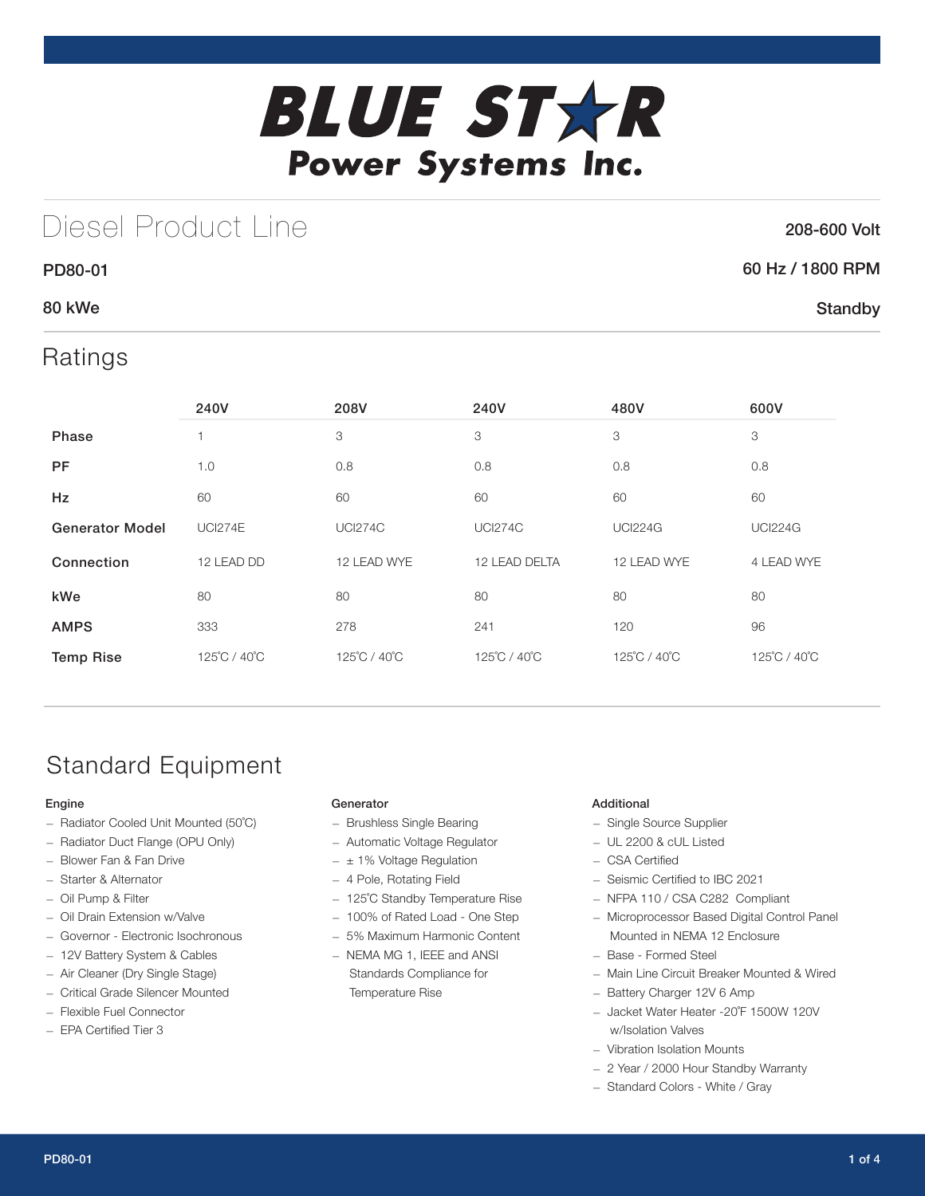# BLUE STAR Power Systems Inc.

## Diesel Product Line

**208-600 Volt**

**PD80-01** — **60 Hz / 1800 RPM**

**80 kWe** — **Standby**

## Ratings

| | 240V | 208V | 240V | 480V | 600V |
|---|---|---|---|---|---|
| **Phase** | 1 | 3 | 3 | 3 | 3 |
| **PF** | 1.0 | 0.8 | 0.8 | 0.8 | 0.8 |
| **Hz** | 60 | 60 | 60 | 60 | 60 |
| **Generator Model** | UCI274E | UCI274C | UCI274C | UCI224G | UCI224G |
| **Connection** | 12 LEAD DD | 12 LEAD WYE | 12 LEAD DELTA | 12 LEAD WYE | 4 LEAD WYE |
| **kWe** | 80 | 80 | 80 | 80 | 80 |
| **AMPS** | 333 | 278 | 241 | 120 | 96 |
| **Temp Rise** | 125˚C / 40˚C | 125˚C / 40˚C | 125˚C / 40˚C | 125˚C / 40˚C | 125˚C / 40˚C |

## Standard Equipment

### Engine

- Radiator Cooled Unit Mounted (50˚C)
- Radiator Duct Flange (OPU Only)
- Blower Fan & Fan Drive
- Starter & Alternator
- Oil Pump & Filter
- Oil Drain Extension w/Valve
- Governor - Electronic Isochronous
- 12V Battery System & Cables
- Air Cleaner (Dry Single Stage)
- Critical Grade Silencer Mounted
- Flexible Fuel Connector
- EPA Certified Tier 3

### Generator

- Brushless Single Bearing
- Automatic Voltage Regulator
- ± 1% Voltage Regulation
- 4 Pole, Rotating Field
- 125˚C Standby Temperature Rise
- 100% of Rated Load - One Step
- 5% Maximum Harmonic Content
- NEMA MG 1, IEEE and ANSI Standards Compliance for Temperature Rise

### Additional

- Single Source Supplier
- UL 2200 & cUL Listed
- CSA Certified
- Seismic Certified to IBC 2021
- NFPA 110 / CSA C282 Compliant
- Microprocessor Based Digital Control Panel Mounted in NEMA 12 Enclosure
- Base - Formed Steel
- Main Line Circuit Breaker Mounted & Wired
- Battery Charger 12V 6 Amp
- Jacket Water Heater -20˚F 1500W 120V w/Isolation Valves
- Vibration Isolation Mounts
- 2 Year / 2000 Hour Standby Warranty
- Standard Colors - White / Gray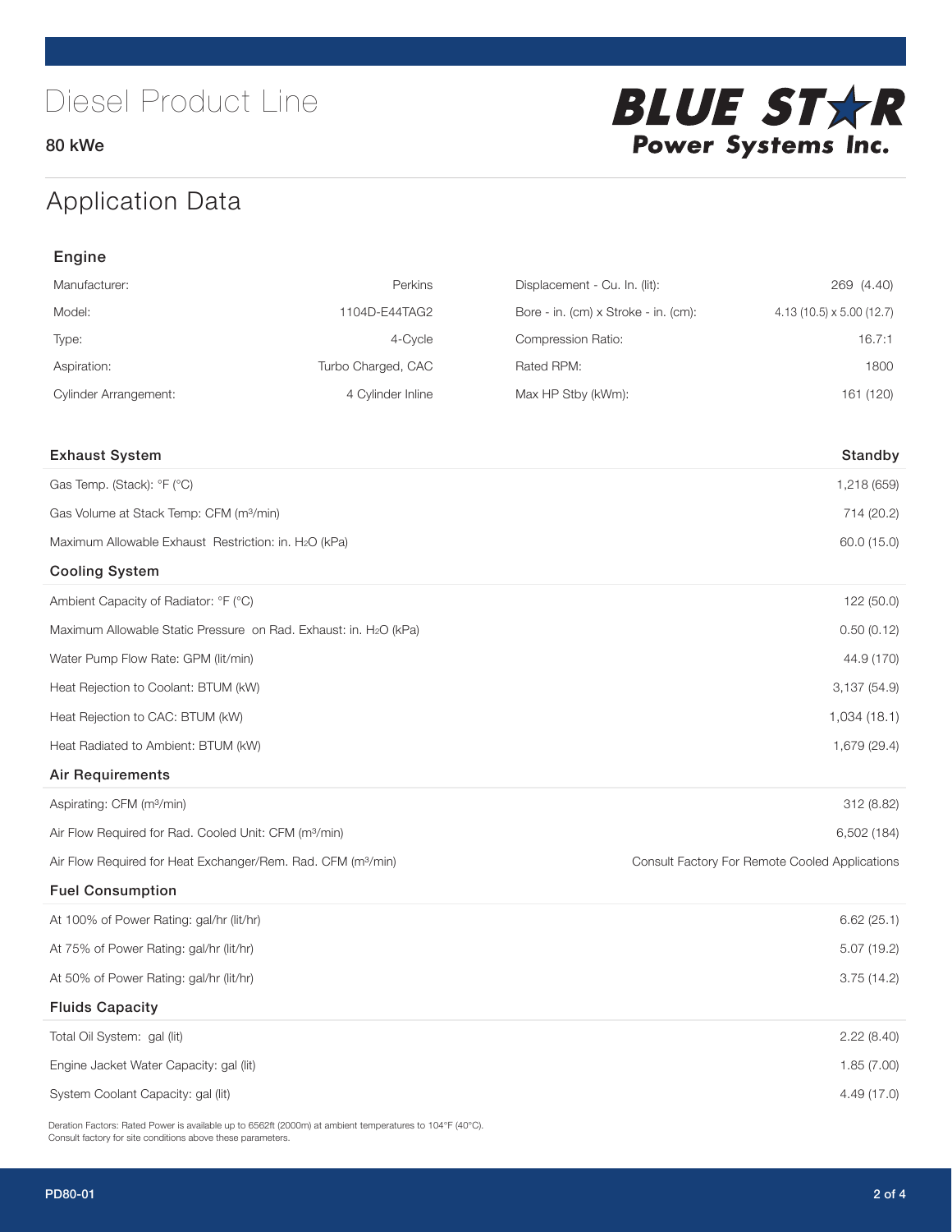# Diesel Product Line

80 kWe

BLUE STAR Power Systems Inc.

## Application Data

### Engine

| | | | |
|---|---|---|---|
| Manufacturer: | Perkins | Displacement - Cu. In. (lit): | 269 (4.40) |
| Model: | 1104D-E44TAG2 | Bore - in. (cm) x Stroke - in. (cm): | 4.13 (10.5) x 5.00 (12.7) |
| Type: | 4-Cycle | Compression Ratio: | 16.7:1 |
| Aspiration: | Turbo Charged, CAC | Rated RPM: | 1800 |
| Cylinder Arrangement: | 4 Cylinder Inline | Max HP Stby (kWm): | 161 (120) |

| Exhaust System | Standby |
|---|---|
| Gas Temp. (Stack): °F (°C) | 1,218 (659) |
| Gas Volume at Stack Temp: CFM (m³/min) | 714 (20.2) |
| Maximum Allowable Exhaust Restriction: in. $H_2O$ (kPa) | 60.0 (15.0) |
| **Cooling System** | |
| Ambient Capacity of Radiator: °F (°C) | 122 (50.0) |
| Maximum Allowable Static Pressure on Rad. Exhaust: in. $H_2O$ (kPa) | 0.50 (0.12) |
| Water Pump Flow Rate: GPM (lit/min) | 44.9 (170) |
| Heat Rejection to Coolant: BTUM (kW) | 3,137 (54.9) |
| Heat Rejection to CAC: BTUM (kW) | 1,034 (18.1) |
| Heat Radiated to Ambient: BTUM (kW) | 1,679 (29.4) |
| **Air Requirements** | |
| Aspirating: CFM (m³/min) | 312 (8.82) |
| Air Flow Required for Rad. Cooled Unit: CFM (m³/min) | 6,502 (184) |
| Air Flow Required for Heat Exchanger/Rem. Rad. CFM (m³/min) | Consult Factory For Remote Cooled Applications |
| **Fuel Consumption** | |
| At 100% of Power Rating: gal/hr (lit/hr) | 6.62 (25.1) |
| At 75% of Power Rating: gal/hr (lit/hr) | 5.07 (19.2) |
| At 50% of Power Rating: gal/hr (lit/hr) | 3.75 (14.2) |
| **Fluids Capacity** | |
| Total Oil System: gal (lit) | 2.22 (8.40) |
| Engine Jacket Water Capacity: gal (lit) | 1.85 (7.00) |
| System Coolant Capacity: gal (lit) | 4.49 (17.0) |

Deration Factors: Rated Power is available up to 6562ft (2000m) at ambient temperatures to 104°F (40°C).
Consult factory for site conditions above these parameters.

PD80-01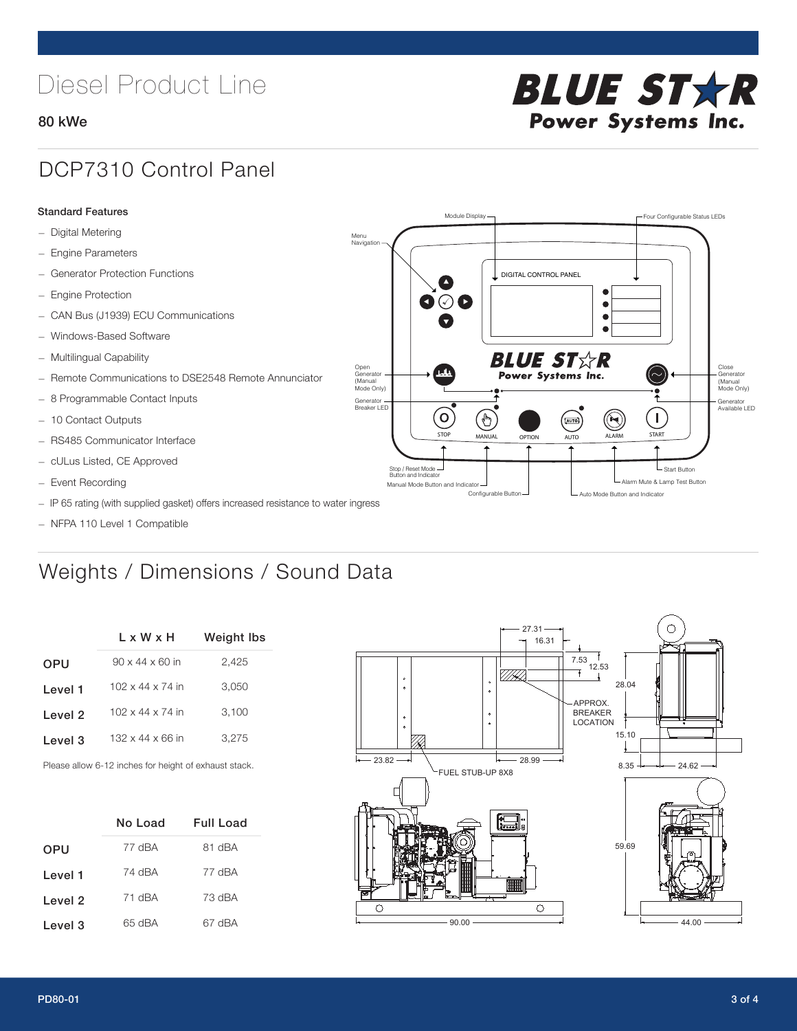# Diesel Product Line

**80 kWe**

## DCP7310 Control Panel

**Standard Features**

- Digital Metering
- Engine Parameters
- Generator Protection Functions
- Engine Protection
- CAN Bus (J1939) ECU Communications
- Windows-Based Software
- Multilingual Capability
- Remote Communications to DSE2548 Remote Annunciator
- 8 Programmable Contact Inputs
- 10 Contact Outputs
- RS485 Communicator Interface
- cULus Listed, CE Approved
- Event Recording
- IP 65 rating (with supplied gasket) offers increased resistance to water ingress
- NFPA 110 Level 1 Compatible

## Weights / Dimensions / Sound Data

| | L x W x H | Weight lbs |
|---|---|---|
| OPU | 90 x 44 x 60 in | 2,425 |
| Level 1 | 102 x 44 x 74 in | 3,050 |
| Level 2 | 102 x 44 x 74 in | 3,100 |
| Level 3 | 132 x 44 x 66 in | 3,275 |

Please allow 6-12 inches for height of exhaust stack.

| | No Load | Full Load |
|---|---|---|
| OPU | 77 dBA | 81 dBA |
| Level 1 | 74 dBA | 77 dBA |
| Level 2 | 71 dBA | 73 dBA |
| Level 3 | 65 dBA | 67 dBA |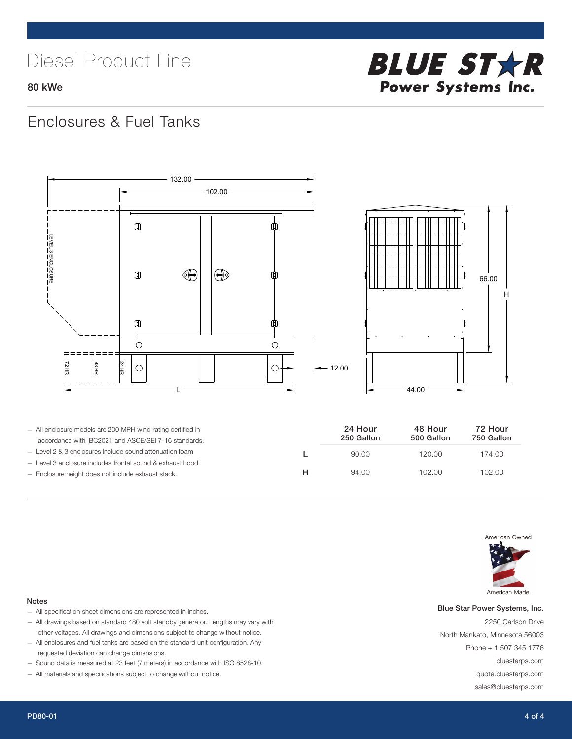# Diesel Product Line

80 kWe

BLUE STAR
Power Systems Inc.

## Enclosures & Fuel Tanks

132.00
102.00
LEVEL 3 ENCLOSURE
66.00
H
72 HR
48 HR
24 HR
12.00
L
44.00

- All enclosure models are 200 MPH wind rating certified in accordance with IBC2021 and ASCE/SEI 7-16 standards.
- Level 2 & 3 enclosures include sound attenuation foam
- Level 3 enclosure includes frontal sound & exhaust hood.
- Enclosure height does not include exhaust stack.

| | 24 Hour 250 Gallon | 48 Hour 500 Gallon | 72 Hour 750 Gallon |
|---|---|---|---|
| L | 90.00 | 120.00 | 174.00 |
| H | 94.00 | 102.00 | 102.00 |

American Owned
American Made

### Notes

- All specification sheet dimensions are represented in inches.
- All drawings based on standard 480 volt standby generator. Lengths may vary with other voltages. All drawings and dimensions subject to change without notice.
- All enclosures and fuel tanks are based on the standard unit configuration. Any requested deviation can change dimensions.
- Sound data is measured at 23 feet (7 meters) in accordance with ISO 8528-10.
- All materials and specifications subject to change without notice.

**Blue Star Power Systems, Inc.**
2250 Carlson Drive
North Mankato, Minnesota 56003
Phone + 1 507 345 1776
bluestarps.com
quote.bluestarps.com
sales@bluestarps.com

PD80-01